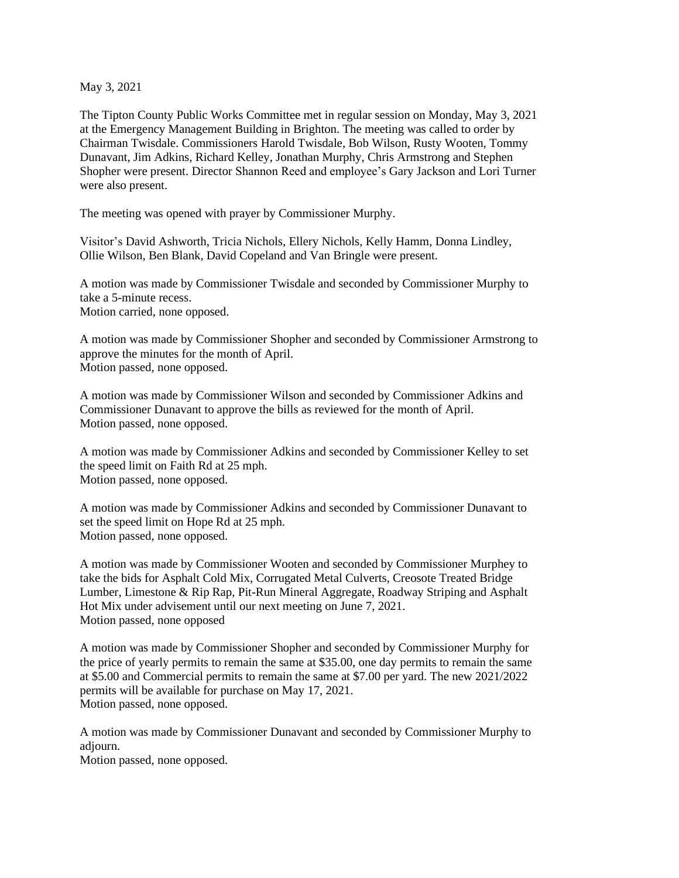May 3, 2021

The Tipton County Public Works Committee met in regular session on Monday, May 3, 2021 at the Emergency Management Building in Brighton. The meeting was called to order by Chairman Twisdale. Commissioners Harold Twisdale, Bob Wilson, Rusty Wooten, Tommy Dunavant, Jim Adkins, Richard Kelley, Jonathan Murphy, Chris Armstrong and Stephen Shopher were present. Director Shannon Reed and employee's Gary Jackson and Lori Turner were also present.

The meeting was opened with prayer by Commissioner Murphy.

Visitor's David Ashworth, Tricia Nichols, Ellery Nichols, Kelly Hamm, Donna Lindley, Ollie Wilson, Ben Blank, David Copeland and Van Bringle were present.

A motion was made by Commissioner Twisdale and seconded by Commissioner Murphy to take a 5-minute recess.
Motion carried, none opposed.

A motion was made by Commissioner Shopher and seconded by Commissioner Armstrong to approve the minutes for the month of April.
Motion passed, none opposed.

A motion was made by Commissioner Wilson and seconded by Commissioner Adkins and Commissioner Dunavant to approve the bills as reviewed for the month of April.
Motion passed, none opposed.

A motion was made by Commissioner Adkins and seconded by Commissioner Kelley to set the speed limit on Faith Rd at 25 mph.
Motion passed, none opposed.

A motion was made by Commissioner Adkins and seconded by Commissioner Dunavant to set the speed limit on Hope Rd at 25 mph.
Motion passed, none opposed.

A motion was made by Commissioner Wooten and seconded by Commissioner Murphey to take the bids for Asphalt Cold Mix, Corrugated Metal Culverts, Creosote Treated Bridge Lumber, Limestone & Rip Rap, Pit-Run Mineral Aggregate, Roadway Striping and Asphalt Hot Mix under advisement until our next meeting on June 7, 2021.
Motion passed, none opposed

A motion was made by Commissioner Shopher and seconded by Commissioner Murphy for the price of yearly permits to remain the same at $35.00, one day permits to remain the same at $5.00 and Commercial permits to remain the same at $7.00 per yard. The new 2021/2022 permits will be available for purchase on May 17, 2021.
Motion passed, none opposed.

A motion was made by Commissioner Dunavant and seconded by Commissioner Murphy to adjourn.
Motion passed, none opposed.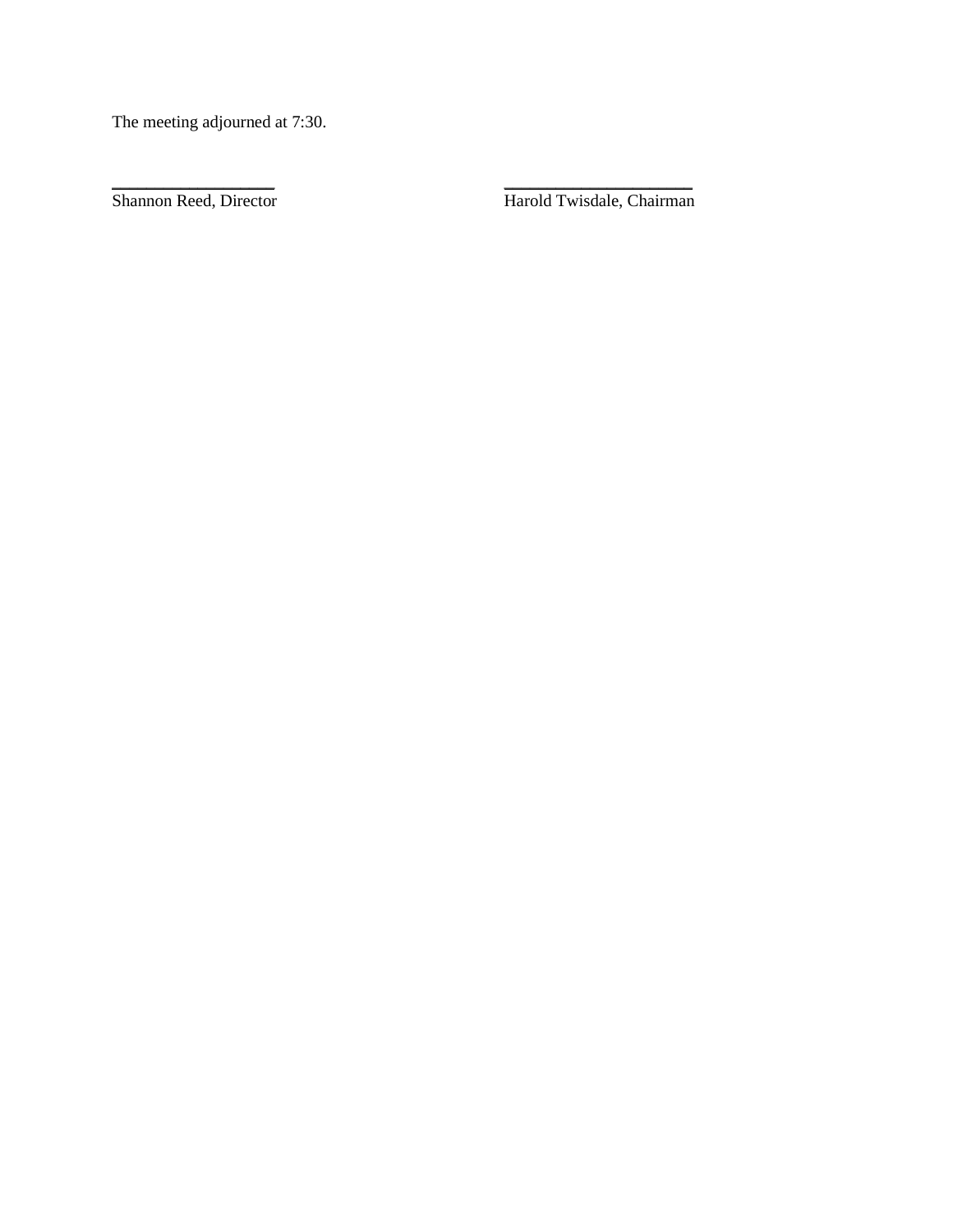The meeting adjourned at 7:30.

\_\_\_\_\_\_\_\_\_\_\_\_\_\_\_\_\_\_\_\_\_\_\_\_\_\_\_\_\_\_\_\_\_\_\_\_\_\_\_\_\_\_\_\_\_\_\_\_\_\_

Shannon Reed, Director

\_\_\_\_\_\_\_\_\_\_\_\_\_\_\_\_\_\_\_\_\_\_\_\_\_\_\_\_\_\_\_\_\_\_\_\_\_\_\_\_\_\_\_\_\_\_\_\_\_\_

Harold Twisdale, Chairman